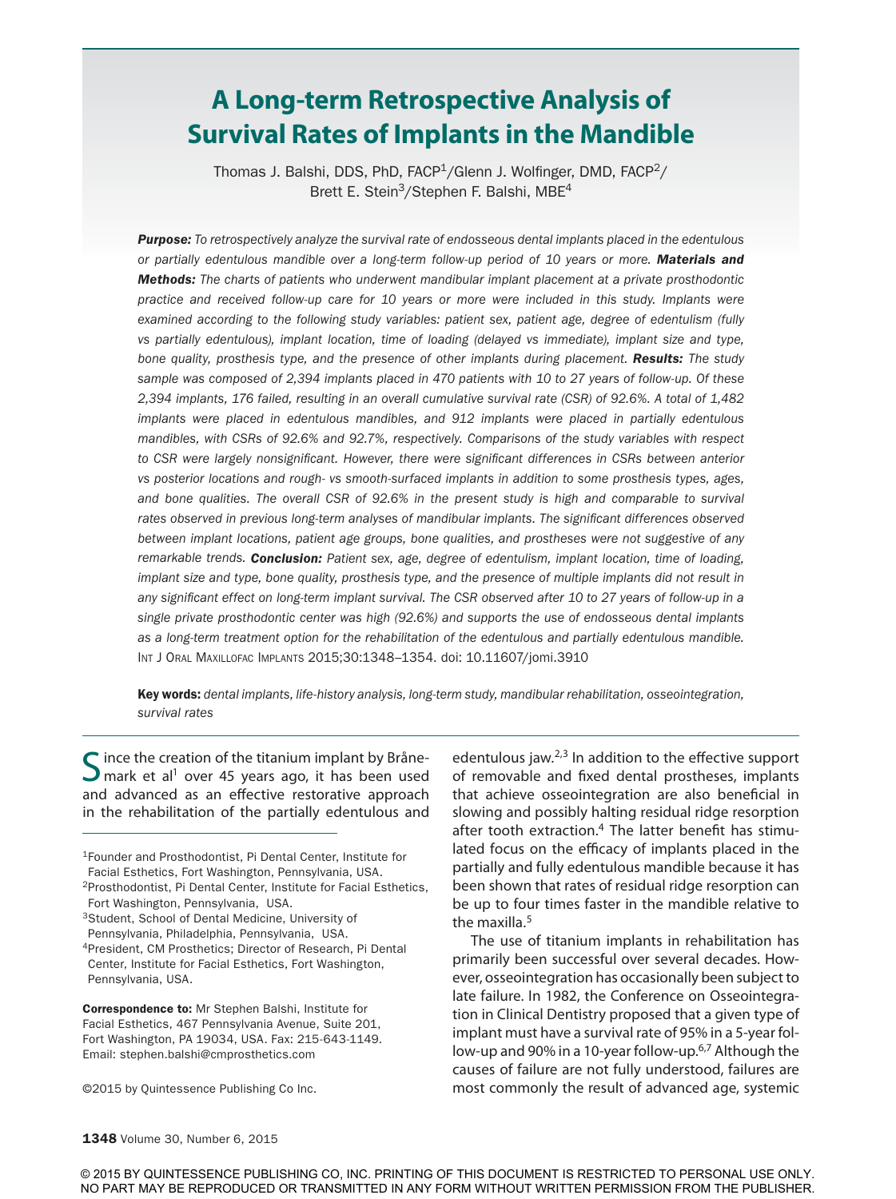# A Long-term Retrospective Analysis of Survival Rates of Implants in the Mandible

Thomas J. Balshi, DDS, PhD, FACP[1]/Glenn J. Wolfinger, DMD, FACP[2]/ Brett E. Stein[3]/Stephen F. Balshi, MBE[4]

***Purpose:*** *To retrospectively analyze the survival rate of endosseous dental implants placed in the edentulous or partially edentulous mandible over a long-term follow-up period of 10 years or more.* ***Materials and Methods:*** *The charts of patients who underwent mandibular implant placement at a private prosthodontic practice and received follow-up care for 10 years or more were included in this study. Implants were examined according to the following study variables: patient sex, patient age, degree of edentulism (fully vs partially edentulous), implant location, time of loading (delayed vs immediate), implant size and type, bone quality, prosthesis type, and the presence of other implants during placement.* ***Results:*** *The study sample was composed of 2,394 implants placed in 470 patients with 10 to 27 years of follow-up. Of these 2,394 implants, 176 failed, resulting in an overall cumulative survival rate (CSR) of 92.6%. A total of 1,482 implants were placed in edentulous mandibles, and 912 implants were placed in partially edentulous mandibles, with CSRs of 92.6% and 92.7%, respectively. Comparisons of the study variables with respect to CSR were largely nonsignificant. However, there were significant differences in CSRs between anterior vs posterior locations and rough- vs smooth-surfaced implants in addition to some prosthesis types, ages, and bone qualities. The overall CSR of 92.6% in the present study is high and comparable to survival rates observed in previous long-term analyses of mandibular implants. The significant differences observed between implant locations, patient age groups, bone qualities, and prostheses were not suggestive of any remarkable trends.* ***Conclusion:*** *Patient sex, age, degree of edentulism, implant location, time of loading, implant size and type, bone quality, prosthesis type, and the presence of multiple implants did not result in any significant effect on long-term implant survival. The CSR observed after 10 to 27 years of follow-up in a single private prosthodontic center was high (92.6%) and supports the use of endosseous dental implants as a long-term treatment option for the rehabilitation of the edentulous and partially edentulous mandible.* Int J Oral Maxillofac Implants 2015;30:1348–1354. doi: 10.11607/jomi.3910

**Key words:** *dental implants, life-history analysis, long-term study, mandibular rehabilitation, osseointegration, survival rates*

Since the creation of the titanium implant by Brånemark et al[1] over 45 years ago, it has been used and advanced as an effective restorative approach in the rehabilitation of the partially edentulous and edentulous jaw.[2,3] In addition to the effective support of removable and fixed dental prostheses, implants that achieve osseointegration are also beneficial in slowing and possibly halting residual ridge resorption after tooth extraction.[4] The latter benefit has stimulated focus on the efficacy of implants placed in the partially and fully edentulous mandible because it has been shown that rates of residual ridge resorption can be up to four times faster in the mandible relative to the maxilla.[5]

The use of titanium implants in rehabilitation has primarily been successful over several decades. However, osseointegration has occasionally been subject to late failure. In 1982, the Conference on Osseointegration in Clinical Dentistry proposed that a given type of implant must have a survival rate of 95% in a 5-year follow-up and 90% in a 10-year follow-up.[6,7] Although the causes of failure are not fully understood, failures are most commonly the result of advanced age, systemic

[1]Founder and Prosthodontist, Pi Dental Center, Institute for Facial Esthetics, Fort Washington, Pennsylvania, USA.
[2]Prosthodontist, Pi Dental Center, Institute for Facial Esthetics, Fort Washington, Pennsylvania, USA.
[3]Student, School of Dental Medicine, University of Pennsylvania, Philadelphia, Pennsylvania, USA.
[4]President, CM Prosthetics; Director of Research, Pi Dental Center, Institute for Facial Esthetics, Fort Washington, Pennsylvania, USA.

**Correspondence to:** Mr Stephen Balshi, Institute for Facial Esthetics, 467 Pennsylvania Avenue, Suite 201, Fort Washington, PA 19034, USA. Fax: 215-643-1149. Email: stephen.balshi@cmprosthetics.com

©2015 by Quintessence Publishing Co Inc.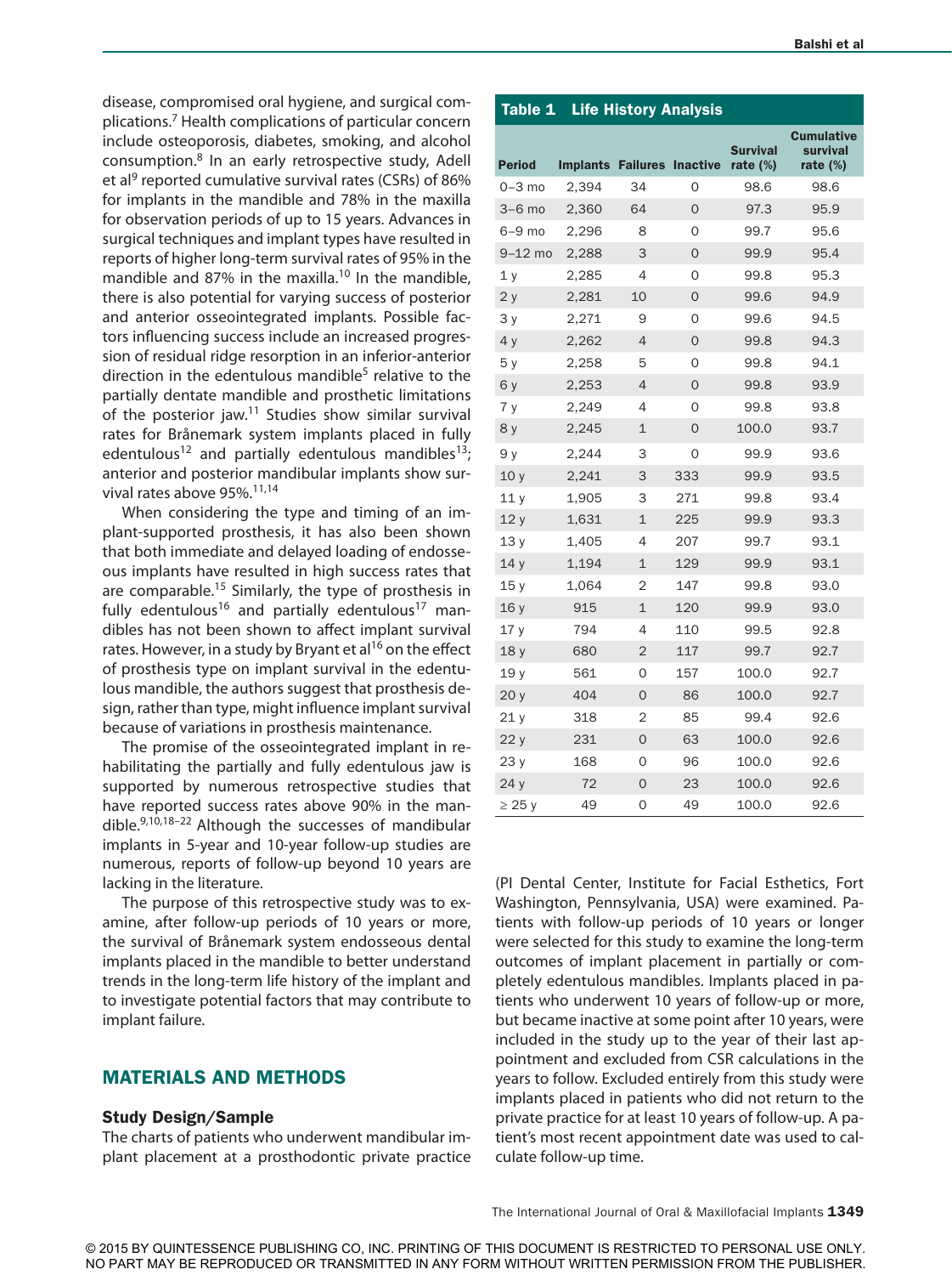disease, compromised oral hygiene, and surgical complications.[7] Health complications of particular concern include osteoporosis, diabetes, smoking, and alcohol consumption.[8] In an early retrospective study, Adell et al[9] reported cumulative survival rates (CSRs) of 86% for implants in the mandible and 78% in the maxilla for observation periods of up to 15 years. Advances in surgical techniques and implant types have resulted in reports of higher long-term survival rates of 95% in the mandible and 87% in the maxilla.[10] In the mandible, there is also potential for varying success of posterior and anterior osseointegrated implants. Possible factors influencing success include an increased progression of residual ridge resorption in an inferior-anterior direction in the edentulous mandible[5] relative to the partially dentate mandible and prosthetic limitations of the posterior jaw.[11] Studies show similar survival rates for Brånemark system implants placed in fully edentulous[12] and partially edentulous mandibles[13]; anterior and posterior mandibular implants show survival rates above 95%.[11,14]

When considering the type and timing of an implant-supported prosthesis, it has also been shown that both immediate and delayed loading of endosseous implants have resulted in high success rates that are comparable.[15] Similarly, the type of prosthesis in fully edentulous[16] and partially edentulous[17] mandibles has not been shown to affect implant survival rates. However, in a study by Bryant et al[16] on the effect of prosthesis type on implant survival in the edentulous mandible, the authors suggest that prosthesis design, rather than type, might influence implant survival because of variations in prosthesis maintenance.

The promise of the osseointegrated implant in rehabilitating the partially and fully edentulous jaw is supported by numerous retrospective studies that have reported success rates above 90% in the mandible.[9,10,18–22] Although the successes of mandibular implants in 5-year and 10-year follow-up studies are numerous, reports of follow-up beyond 10 years are lacking in the literature.

The purpose of this retrospective study was to examine, after follow-up periods of 10 years or more, the survival of Brånemark system endosseous dental implants placed in the mandible to better understand trends in the long-term life history of the implant and to investigate potential factors that may contribute to implant failure.

**Table 1 Life History Analysis**

| Period | Implants | Failures | Inactive | Survival rate (%) | Cumulative survival rate (%) |
|---|---|---|---|---|---|
| 0–3 mo | 2,394 | 34 | 0 | 98.6 | 98.6 |
| 3–6 mo | 2,360 | 64 | 0 | 97.3 | 95.9 |
| 6–9 mo | 2,296 | 8 | 0 | 99.7 | 95.6 |
| 9–12 mo | 2,288 | 3 | 0 | 99.9 | 95.4 |
| 1 y | 2,285 | 4 | 0 | 99.8 | 95.3 |
| 2 y | 2,281 | 10 | 0 | 99.6 | 94.9 |
| 3 y | 2,271 | 9 | 0 | 99.6 | 94.5 |
| 4 y | 2,262 | 4 | 0 | 99.8 | 94.3 |
| 5 y | 2,258 | 5 | 0 | 99.8 | 94.1 |
| 6 y | 2,253 | 4 | 0 | 99.8 | 93.9 |
| 7 y | 2,249 | 4 | 0 | 99.8 | 93.8 |
| 8 y | 2,245 | 1 | 0 | 100.0 | 93.7 |
| 9 y | 2,244 | 3 | 0 | 99.9 | 93.6 |
| 10 y | 2,241 | 3 | 333 | 99.9 | 93.5 |
| 11 y | 1,905 | 3 | 271 | 99.8 | 93.4 |
| 12 y | 1,631 | 1 | 225 | 99.9 | 93.3 |
| 13 y | 1,405 | 4 | 207 | 99.7 | 93.1 |
| 14 y | 1,194 | 1 | 129 | 99.9 | 93.1 |
| 15 y | 1,064 | 2 | 147 | 99.8 | 93.0 |
| 16 y | 915 | 1 | 120 | 99.9 | 93.0 |
| 17 y | 794 | 4 | 110 | 99.5 | 92.8 |
| 18 y | 680 | 2 | 117 | 99.7 | 92.7 |
| 19 y | 561 | 0 | 157 | 100.0 | 92.7 |
| 20 y | 404 | 0 | 86 | 100.0 | 92.7 |
| 21 y | 318 | 2 | 85 | 99.4 | 92.6 |
| 22 y | 231 | 0 | 63 | 100.0 | 92.6 |
| 23 y | 168 | 0 | 96 | 100.0 | 92.6 |
| 24 y | 72 | 0 | 23 | 100.0 | 92.6 |
| ≥ 25 y | 49 | 0 | 49 | 100.0 | 92.6 |

## MATERIALS AND METHODS

### Study Design/Sample

The charts of patients who underwent mandibular implant placement at a prosthodontic private practice (PI Dental Center, Institute for Facial Esthetics, Fort Washington, Pennsylvania, USA) were examined. Patients with follow-up periods of 10 years or longer were selected for this study to examine the long-term outcomes of implant placement in partially or completely edentulous mandibles. Implants placed in patients who underwent 10 years of follow-up or more, but became inactive at some point after 10 years, were included in the study up to the year of their last appointment and excluded from CSR calculations in the years to follow. Excluded entirely from this study were implants placed in patients who did not return to the private practice for at least 10 years of follow-up. A patient's most recent appointment date was used to calculate follow-up time.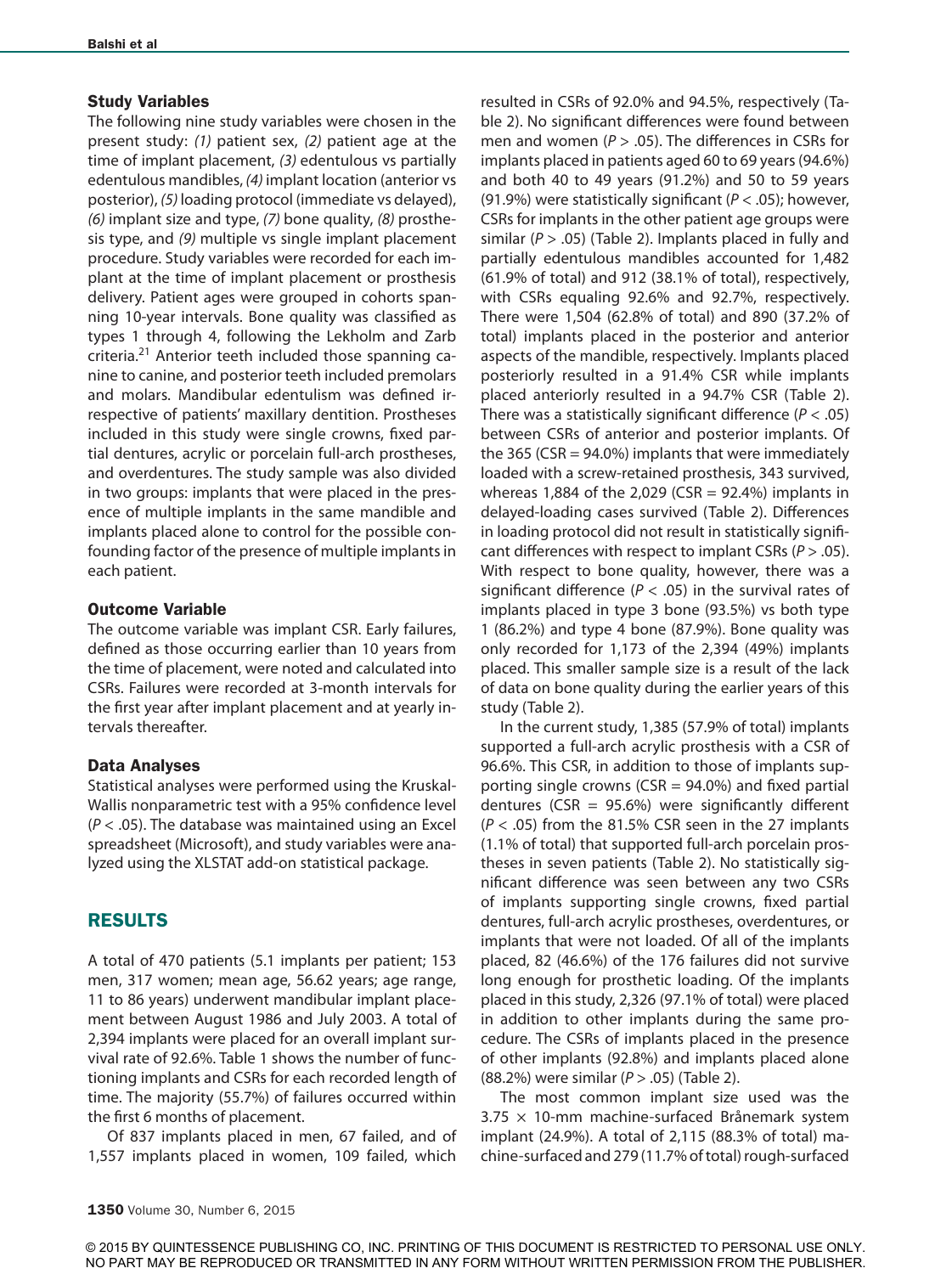### Study Variables

The following nine study variables were chosen in the present study: *(1)* patient sex, *(2)* patient age at the time of implant placement, *(3)* edentulous vs partially edentulous mandibles, *(4)* implant location (anterior vs posterior), *(5)* loading protocol (immediate vs delayed), *(6)* implant size and type, *(7)* bone quality, *(8)* prosthesis type, and *(9)* multiple vs single implant placement procedure. Study variables were recorded for each implant at the time of implant placement or prosthesis delivery. Patient ages were grouped in cohorts spanning 10-year intervals. Bone quality was classified as types 1 through 4, following the Lekholm and Zarb criteria.[21] Anterior teeth included those spanning canine to canine, and posterior teeth included premolars and molars. Mandibular edentulism was defined irrespective of patients' maxillary dentition. Prostheses included in this study were single crowns, fixed partial dentures, acrylic or porcelain full-arch prostheses, and overdentures. The study sample was also divided in two groups: implants that were placed in the presence of multiple implants in the same mandible and implants placed alone to control for the possible confounding factor of the presence of multiple implants in each patient.

### Outcome Variable

The outcome variable was implant CSR. Early failures, defined as those occurring earlier than 10 years from the time of placement, were noted and calculated into CSRs. Failures were recorded at 3-month intervals for the first year after implant placement and at yearly intervals thereafter.

### Data Analyses

Statistical analyses were performed using the Kruskal-Wallis nonparametric test with a 95% confidence level ($P < .05$). The database was maintained using an Excel spreadsheet (Microsoft), and study variables were analyzed using the XLSTAT add-on statistical package.

## RESULTS

A total of 470 patients (5.1 implants per patient; 153 men, 317 women; mean age, 56.62 years; age range, 11 to 86 years) underwent mandibular implant placement between August 1986 and July 2003. A total of 2,394 implants were placed for an overall implant survival rate of 92.6%. Table 1 shows the number of functioning implants and CSRs for each recorded length of time. The majority (55.7%) of failures occurred within the first 6 months of placement.

Of 837 implants placed in men, 67 failed, and of 1,557 implants placed in women, 109 failed, which resulted in CSRs of 92.0% and 94.5%, respectively (Table 2). No significant differences were found between men and women ($P > .05$). The differences in CSRs for implants placed in patients aged 60 to 69 years (94.6%) and both 40 to 49 years (91.2%) and 50 to 59 years (91.9%) were statistically significant ($P < .05$); however, CSRs for implants in the other patient age groups were similar ($P > .05$) (Table 2). Implants placed in fully and partially edentulous mandibles accounted for 1,482 (61.9% of total) and 912 (38.1% of total), respectively, with CSRs equaling 92.6% and 92.7%, respectively. There were 1,504 (62.8% of total) and 890 (37.2% of total) implants placed in the posterior and anterior aspects of the mandible, respectively. Implants placed posteriorly resulted in a 91.4% CSR while implants placed anteriorly resulted in a 94.7% CSR (Table 2). There was a statistically significant difference ($P < .05$) between CSRs of anterior and posterior implants. Of the 365 (CSR = 94.0%) implants that were immediately loaded with a screw-retained prosthesis, 343 survived, whereas 1,884 of the 2,029 (CSR = 92.4%) implants in delayed-loading cases survived (Table 2). Differences in loading protocol did not result in statistically significant differences with respect to implant CSRs ($P > .05$). With respect to bone quality, however, there was a significant difference ($P < .05$) in the survival rates of implants placed in type 3 bone (93.5%) vs both type 1 (86.2%) and type 4 bone (87.9%). Bone quality was only recorded for 1,173 of the 2,394 (49%) implants placed. This smaller sample size is a result of the lack of data on bone quality during the earlier years of this study (Table 2).

In the current study, 1,385 (57.9% of total) implants supported a full-arch acrylic prosthesis with a CSR of 96.6%. This CSR, in addition to those of implants supporting single crowns (CSR = 94.0%) and fixed partial dentures (CSR = 95.6%) were significantly different ($P < .05$) from the 81.5% CSR seen in the 27 implants (1.1% of total) that supported full-arch porcelain prostheses in seven patients (Table 2). No statistically significant difference was seen between any two CSRs of implants supporting single crowns, fixed partial dentures, full-arch acrylic prostheses, overdentures, or implants that were not loaded. Of all of the implants placed, 82 (46.6%) of the 176 failures did not survive long enough for prosthetic loading. Of the implants placed in this study, 2,326 (97.1% of total) were placed in addition to other implants during the same procedure. The CSRs of implants placed in the presence of other implants (92.8%) and implants placed alone (88.2%) were similar ($P > .05$) (Table 2).

The most common implant size used was the 3.75 × 10-mm machine-surfaced Brånemark system implant (24.9%). A total of 2,115 (88.3% of total) machine-surfaced and 279 (11.7% of total) rough-surfaced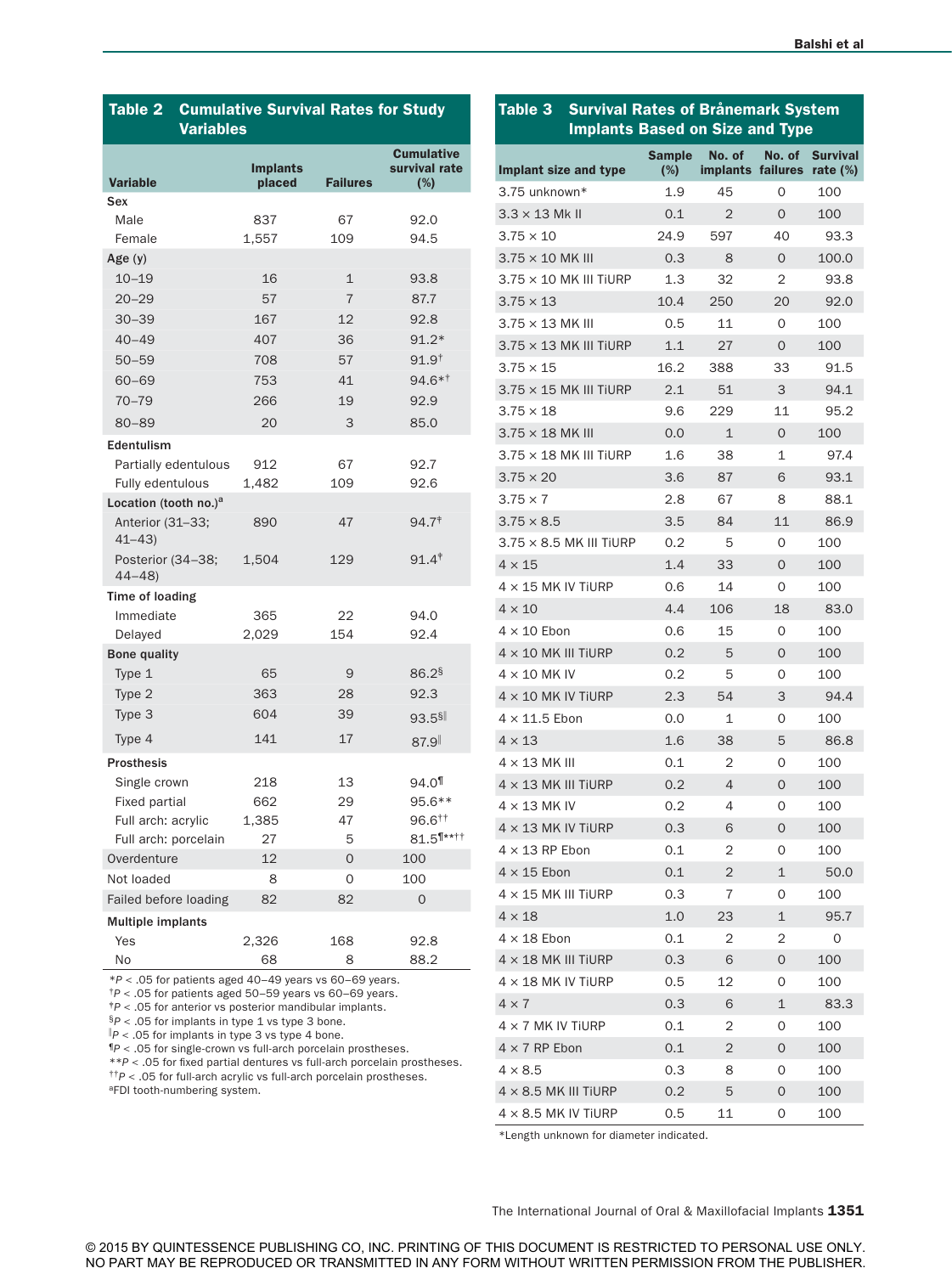**Table 2 Cumulative Survival Rates for Study Variables**

| Variable | Implants placed | Failures | Cumulative survival rate (%) |
|---|---|---|---|
| **Sex** | | | |
| Male | 837 | 67 | 92.0 |
| Female | 1,557 | 109 | 94.5 |
| **Age (y)** | | | |
| 10–19 | 16 | 1 | 93.8 |
| 20–29 | 57 | 7 | 87.7 |
| 30–39 | 167 | 12 | 92.8 |
| 40–49 | 407 | 36 | 91.2* |
| 50–59 | 708 | 57 | 91.9† |
| 60–69 | 753 | 41 | 94.6*† |
| 70–79 | 266 | 19 | 92.9 |
| 80–89 | 20 | 3 | 85.0 |
| **Edentulism** | | | |
| Partially edentulous | 912 | 67 | 92.7 |
| Fully edentulous | 1,482 | 109 | 92.6 |
| **Location (tooth no.)[a]** | | | |
| Anterior (31–33; 41–43) | 890 | 47 | 94.7‡ |
| Posterior (34–38; 44–48) | 1,504 | 129 | 91.4‡ |
| **Time of loading** | | | |
| Immediate | 365 | 22 | 94.0 |
| Delayed | 2,029 | 154 | 92.4 |
| **Bone quality** | | | |
| Type 1 | 65 | 9 | 86.2§ |
| Type 2 | 363 | 28 | 92.3 |
| Type 3 | 604 | 39 | 93.5§‖ |
| Type 4 | 141 | 17 | 87.9‖ |
| **Prosthesis** | | | |
| Single crown | 218 | 13 | 94.0¶ |
| Fixed partial | 662 | 29 | 95.6** |
| Full arch: acrylic | 1,385 | 47 | 96.6†† |
| Full arch: porcelain | 27 | 5 | 81.5¶**†† |
| Overdenture | 12 | 0 | 100 |
| Not loaded | 8 | 0 | 100 |
| Failed before loading | 82 | 82 | 0 |
| **Multiple implants** | | | |
| Yes | 2,326 | 168 | 92.8 |
| No | 68 | 8 | 88.2 |

*$P < .05$ for patients aged 40–49 years vs 60–69 years.
†$P < .05$ for patients aged 50–59 years vs 60–69 years.
‡$P < .05$ for anterior vs posterior mandibular implants.
§$P < .05$ for implants in type 1 vs type 3 bone.
‖$P < .05$ for implants in type 3 vs type 4 bone.
¶$P < .05$ for single-crown vs full-arch porcelain prostheses.
**$P < .05$ for fixed partial dentures vs full-arch porcelain prostheses.
††$P < .05$ for full-arch acrylic vs full-arch porcelain prostheses.
[a]FDI tooth-numbering system.

**Table 3 Survival Rates of Brånemark System Implants Based on Size and Type**

| Implant size and type | Sample (%) | No. of implants | No. of failures | Survival rate (%) |
|---|---|---|---|---|
| 3.75 unknown* | 1.9 | 45 | 0 | 100 |
| 3.3 × 13 Mk II | 0.1 | 2 | 0 | 100 |
| 3.75 × 10 | 24.9 | 597 | 40 | 93.3 |
| 3.75 × 10 MK III | 0.3 | 8 | 0 | 100.0 |
| 3.75 × 10 MK III TiURP | 1.3 | 32 | 2 | 93.8 |
| 3.75 × 13 | 10.4 | 250 | 20 | 92.0 |
| 3.75 × 13 MK III | 0.5 | 11 | 0 | 100 |
| 3.75 × 13 MK III TiURP | 1.1 | 27 | 0 | 100 |
| 3.75 × 15 | 16.2 | 388 | 33 | 91.5 |
| 3.75 × 15 MK III TiURP | 2.1 | 51 | 3 | 94.1 |
| 3.75 × 18 | 9.6 | 229 | 11 | 95.2 |
| 3.75 × 18 MK III | 0.0 | 1 | 0 | 100 |
| 3.75 × 18 MK III TiURP | 1.6 | 38 | 1 | 97.4 |
| 3.75 × 20 | 3.6 | 87 | 6 | 93.1 |
| 3.75 × 7 | 2.8 | 67 | 8 | 88.1 |
| 3.75 × 8.5 | 3.5 | 84 | 11 | 86.9 |
| 3.75 × 8.5 MK III TiURP | 0.2 | 5 | 0 | 100 |
| 4 × 15 | 1.4 | 33 | 0 | 100 |
| 4 × 15 MK IV TiURP | 0.6 | 14 | 0 | 100 |
| 4 × 10 | 4.4 | 106 | 18 | 83.0 |
| 4 × 10 Ebon | 0.6 | 15 | 0 | 100 |
| 4 × 10 MK III TiURP | 0.2 | 5 | 0 | 100 |
| 4 × 10 MK IV | 0.2 | 5 | 0 | 100 |
| 4 × 10 MK IV TiURP | 2.3 | 54 | 3 | 94.4 |
| 4 × 11.5 Ebon | 0.0 | 1 | 0 | 100 |
| 4 × 13 | 1.6 | 38 | 5 | 86.8 |
| 4 × 13 MK III | 0.1 | 2 | 0 | 100 |
| 4 × 13 MK III TiURP | 0.2 | 4 | 0 | 100 |
| 4 × 13 MK IV | 0.2 | 4 | 0 | 100 |
| 4 × 13 MK IV TiURP | 0.3 | 6 | 0 | 100 |
| 4 × 13 RP Ebon | 0.1 | 2 | 0 | 100 |
| 4 × 15 Ebon | 0.1 | 2 | 1 | 50.0 |
| 4 × 15 MK III TiURP | 0.3 | 7 | 0 | 100 |
| 4 × 18 | 1.0 | 23 | 1 | 95.7 |
| 4 × 18 Ebon | 0.1 | 2 | 2 | 0 |
| 4 × 18 MK III TiURP | 0.3 | 6 | 0 | 100 |
| 4 × 18 MK IV TiURP | 0.5 | 12 | 0 | 100 |
| 4 × 7 | 0.3 | 6 | 1 | 83.3 |
| 4 × 7 MK IV TiURP | 0.1 | 2 | 0 | 100 |
| 4 × 7 RP Ebon | 0.1 | 2 | 0 | 100 |
| 4 × 8.5 | 0.3 | 8 | 0 | 100 |
| 4 × 8.5 MK III TiURP | 0.2 | 5 | 0 | 100 |
| 4 × 8.5 MK IV TiURP | 0.5 | 11 | 0 | 100 |

*Length unknown for diameter indicated.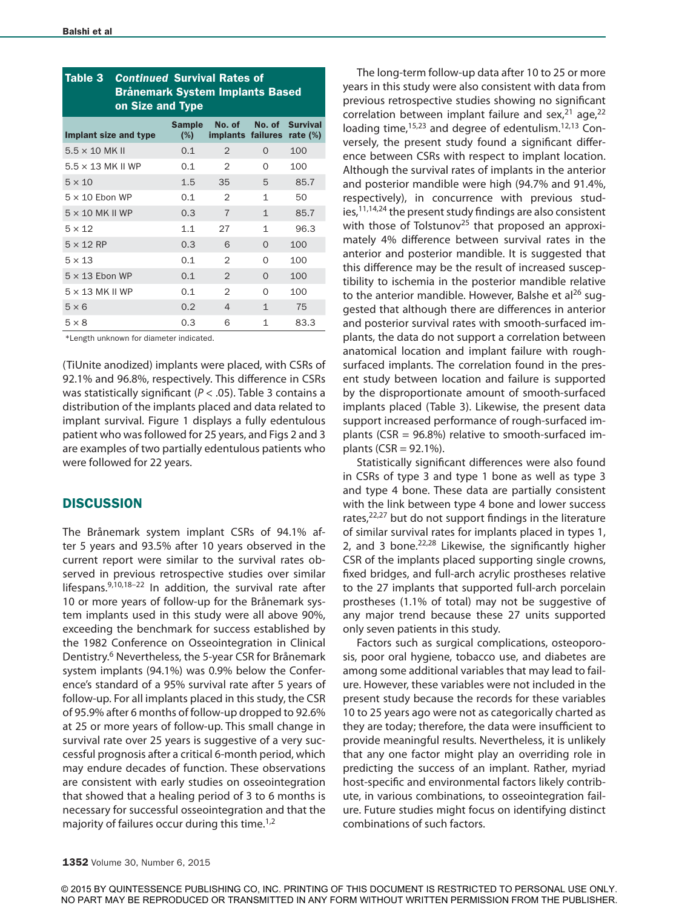**Table 3 *Continued* Survival Rates of Brånemark System Implants Based on Size and Type**

| Implant size and type | Sample (%) | No. of implants | No. of failures | Survival rate (%) |
|---|---|---|---|---|
| 5.5 × 10 MK II | 0.1 | 2 | 0 | 100 |
| 5.5 × 13 MK II WP | 0.1 | 2 | 0 | 100 |
| 5 × 10 | 1.5 | 35 | 5 | 85.7 |
| 5 × 10 Ebon WP | 0.1 | 2 | 1 | 50 |
| 5 × 10 MK II WP | 0.3 | 7 | 1 | 85.7 |
| 5 × 12 | 1.1 | 27 | 1 | 96.3 |
| 5 × 12 RP | 0.3 | 6 | 0 | 100 |
| 5 × 13 | 0.1 | 2 | 0 | 100 |
| 5 × 13 Ebon WP | 0.1 | 2 | 0 | 100 |
| 5 × 13 MK II WP | 0.1 | 2 | 0 | 100 |
| 5 × 6 | 0.2 | 4 | 1 | 75 |
| 5 × 8 | 0.3 | 6 | 1 | 83.3 |

*Length unknown for diameter indicated.

(TiUnite anodized) implants were placed, with CSRs of 92.1% and 96.8%, respectively. This difference in CSRs was statistically significant ($P < .05$). Table 3 contains a distribution of the implants placed and data related to implant survival. Figure 1 displays a fully edentulous patient who was followed for 25 years, and Figs 2 and 3 are examples of two partially edentulous patients who were followed for 22 years.

## DISCUSSION

The Brånemark system implant CSRs of 94.1% after 5 years and 93.5% after 10 years observed in the current report were similar to the survival rates observed in previous retrospective studies over similar lifespans.[9,10,18–22] In addition, the survival rate after 10 or more years of follow-up for the Brånemark system implants used in this study were all above 90%, exceeding the benchmark for success established by the 1982 Conference on Osseointegration in Clinical Dentistry.[6] Nevertheless, the 5-year CSR for Brånemark system implants (94.1%) was 0.9% below the Conference's standard of a 95% survival rate after 5 years of follow-up. For all implants placed in this study, the CSR of 95.9% after 6 months of follow-up dropped to 92.6% at 25 or more years of follow-up. This small change in survival rate over 25 years is suggestive of a very successful prognosis after a critical 6-month period, which may endure decades of function. These observations are consistent with early studies on osseointegration that showed that a healing period of 3 to 6 months is necessary for successful osseointegration and that the majority of failures occur during this time.[1,2]

The long-term follow-up data after 10 to 25 or more years in this study were also consistent with data from previous retrospective studies showing no significant correlation between implant failure and sex,[21] age,[22] loading time,[15,23] and degree of edentulism.[12,13] Conversely, the present study found a significant difference between CSRs with respect to implant location. Although the survival rates of implants in the anterior and posterior mandible were high (94.7% and 91.4%, respectively), in concurrence with previous studies,[11,14,24] the present study findings are also consistent with those of Tolstunov[25] that proposed an approximately 4% difference between survival rates in the anterior and posterior mandible. It is suggested that this difference may be the result of increased susceptibility to ischemia in the posterior mandible relative to the anterior mandible. However, Balshe et al[26] suggested that although there are differences in anterior and posterior survival rates with smooth-surfaced implants, the data do not support a correlation between anatomical location and implant failure with rough-surfaced implants. The correlation found in the present study between location and failure is supported by the disproportionate amount of smooth-surfaced implants placed (Table 3). Likewise, the present data support increased performance of rough-surfaced implants (CSR = 96.8%) relative to smooth-surfaced implants (CSR = 92.1%).

Statistically significant differences were also found in CSRs of type 3 and type 1 bone as well as type 3 and type 4 bone. These data are partially consistent with the link between type 4 bone and lower success rates,[22,27] but do not support findings in the literature of similar survival rates for implants placed in types 1, 2, and 3 bone.[22,28] Likewise, the significantly higher CSR of the implants placed supporting single crowns, fixed bridges, and full-arch acrylic prostheses relative to the 27 implants that supported full-arch porcelain prostheses (1.1% of total) may not be suggestive of any major trend because these 27 units supported only seven patients in this study.

Factors such as surgical complications, osteoporosis, poor oral hygiene, tobacco use, and diabetes are among some additional variables that may lead to failure. However, these variables were not included in the present study because the records for these variables 10 to 25 years ago were not as categorically charted as they are today; therefore, the data were insufficient to provide meaningful results. Nevertheless, it is unlikely that any one factor might play an overriding role in predicting the success of an implant. Rather, myriad host-specific and environmental factors likely contribute, in various combinations, to osseointegration failure. Future studies might focus on identifying distinct combinations of such factors.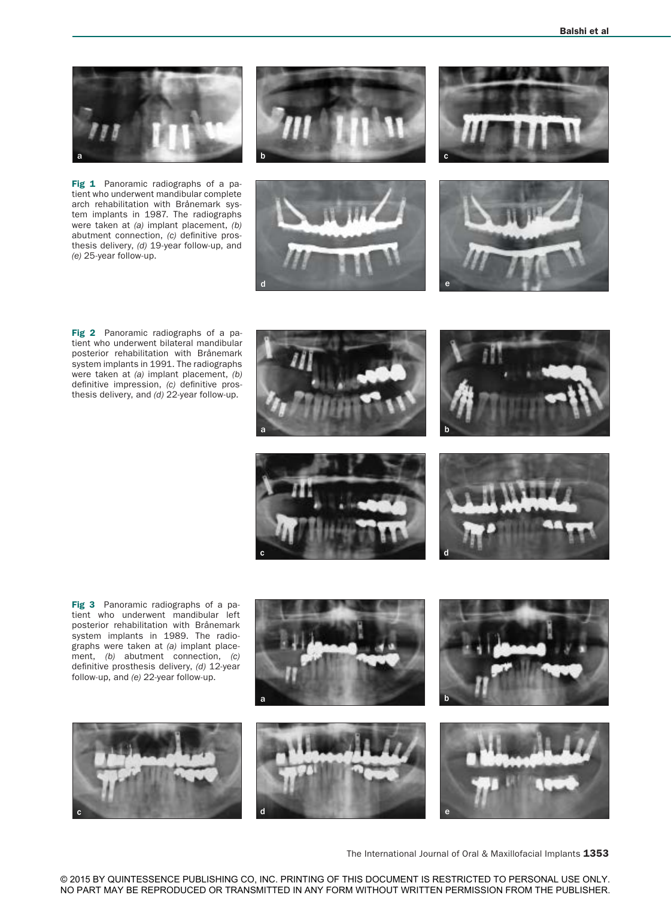**Fig 1** Panoramic radiographs of a patient who underwent mandibular complete arch rehabilitation with Brånemark system implants in 1987. The radiographs were taken at *(a)* implant placement, *(b)* abutment connection, *(c)* definitive prosthesis delivery, *(d)* 19-year follow-up, and *(e)* 25-year follow-up.

**Fig 2** Panoramic radiographs of a patient who underwent bilateral mandibular posterior rehabilitation with Brånemark system implants in 1991. The radiographs were taken at *(a)* implant placement, *(b)* definitive impression, *(c)* definitive prosthesis delivery, and *(d)* 22-year follow-up.

**Fig 3** Panoramic radiographs of a patient who underwent mandibular left posterior rehabilitation with Brånemark system implants in 1989. The radiographs were taken at *(a)* implant placement, *(b)* abutment connection, *(c)* definitive prosthesis delivery, *(d)* 12-year follow-up, and *(e)* 22-year follow-up.

© 2015 BY QUINTESSENCE PUBLISHING CO, INC. PRINTING OF THIS DOCUMENT IS RESTRICTED TO PERSONAL USE ONLY. NO PART MAY BE REPRODUCED OR TRANSMITTED IN ANY FORM WITHOUT WRITTEN PERMISSION FROM THE PUBLISHER.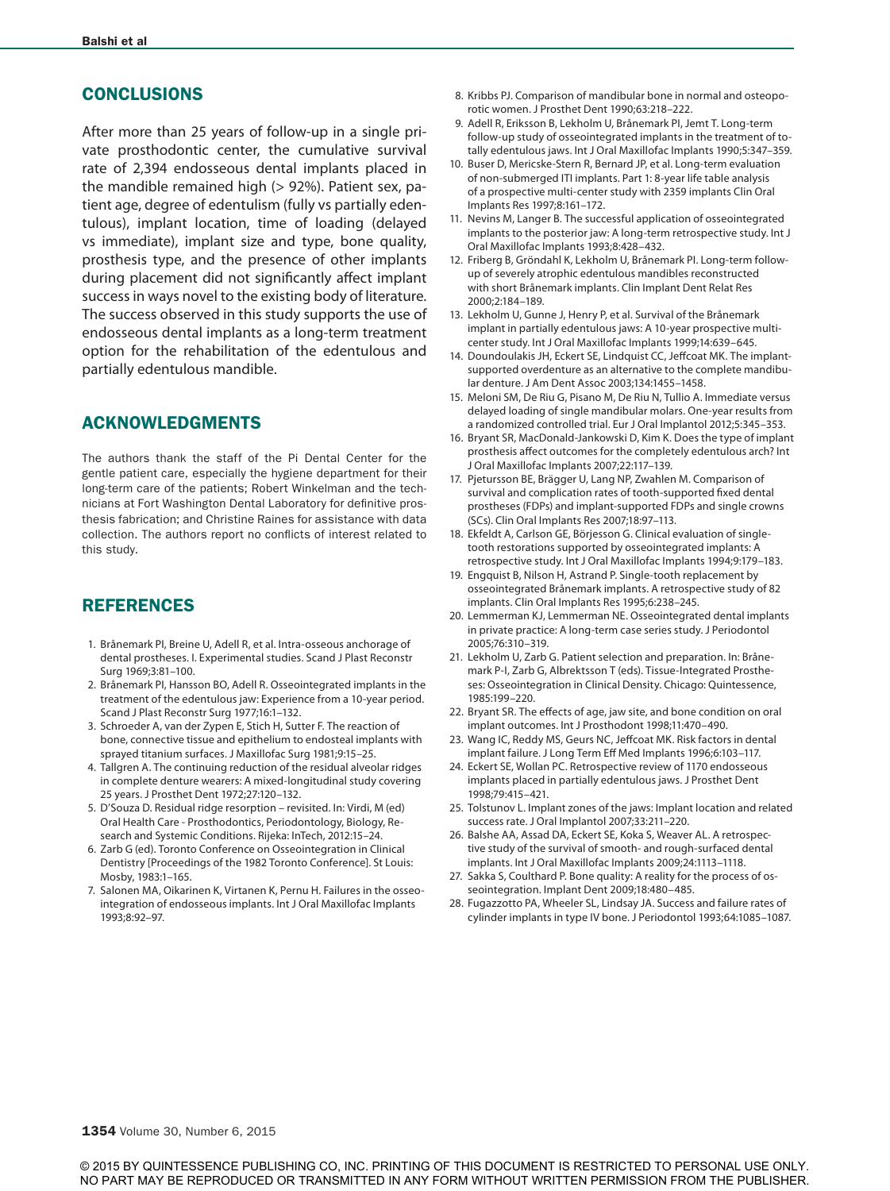## CONCLUSIONS

After more than 25 years of follow-up in a single private prosthodontic center, the cumulative survival rate of 2,394 endosseous dental implants placed in the mandible remained high (> 92%). Patient sex, patient age, degree of edentulism (fully vs partially edentulous), implant location, time of loading (delayed vs immediate), implant size and type, bone quality, prosthesis type, and the presence of other implants during placement did not significantly affect implant success in ways novel to the existing body of literature. The success observed in this study supports the use of endosseous dental implants as a long-term treatment option for the rehabilitation of the edentulous and partially edentulous mandible.

## ACKNOWLEDGMENTS

The authors thank the staff of the Pi Dental Center for the gentle patient care, especially the hygiene department for their long-term care of the patients; Robert Winkelman and the technicians at Fort Washington Dental Laboratory for definitive prosthesis fabrication; and Christine Raines for assistance with data collection. The authors report no conflicts of interest related to this study.

## REFERENCES

1. Brånemark PI, Breine U, Adell R, et al. Intra-osseous anchorage of dental prostheses. I. Experimental studies. Scand J Plast Reconstr Surg 1969;3:81–100.
2. Brånemark PI, Hansson BO, Adell R. Osseointegrated implants in the treatment of the edentulous jaw: Experience from a 10-year period. Scand J Plast Reconstr Surg 1977;16:1–132.
3. Schroeder A, van der Zypen E, Stich H, Sutter F. The reaction of bone, connective tissue and epithelium to endosteal implants with sprayed titanium surfaces. J Maxillofac Surg 1981;9:15–25.
4. Tallgren A. The continuing reduction of the residual alveolar ridges in complete denture wearers: A mixed-longitudinal study covering 25 years. J Prosthet Dent 1972;27:120–132.
5. D'Souza D. Residual ridge resorption – revisited. In: Virdi, M (ed) Oral Health Care - Prosthodontics, Periodontology, Biology, Research and Systemic Conditions. Rijeka: InTech, 2012:15–24.
6. Zarb G (ed). Toronto Conference on Osseointegration in Clinical Dentistry [Proceedings of the 1982 Toronto Conference]. St Louis: Mosby, 1983:1–165.
7. Salonen MA, Oikarinen K, Virtanen K, Pernu H. Failures in the osseointegration of endosseous implants. Int J Oral Maxillofac Implants 1993;8:92–97.
8. Kribbs PJ. Comparison of mandibular bone in normal and osteoporotic women. J Prosthet Dent 1990;63:218–222.
9. Adell R, Eriksson B, Lekholm U, Brånemark PI, Jemt T. Long-term follow-up study of osseointegrated implants in the treatment of totally edentulous jaws. Int J Oral Maxillofac Implants 1990;5:347–359.
10. Buser D, Mericske-Stern R, Bernard JP, et al. Long-term evaluation of non-submerged ITI implants. Part 1: 8-year life table analysis of a prospective multi-center study with 2359 implants Clin Oral Implants Res 1997;8:161–172.
11. Nevins M, Langer B. The successful application of osseointegrated implants to the posterior jaw: A long-term retrospective study. Int J Oral Maxillofac Implants 1993;8:428–432.
12. Friberg B, Gröndahl K, Lekholm U, Brånemark PI. Long-term follow-up of severely atrophic edentulous mandibles reconstructed with short Brånemark implants. Clin Implant Dent Relat Res 2000;2:184–189.
13. Lekholm U, Gunne J, Henry P, et al. Survival of the Brånemark implant in partially edentulous jaws: A 10-year prospective multicenter study. Int J Oral Maxillofac Implants 1999;14:639–645.
14. Doundoulakis JH, Eckert SE, Lindquist CC, Jeffcoat MK. The implant-supported overdenture as an alternative to the complete mandibular denture. J Am Dent Assoc 2003;134:1455–1458.
15. Meloni SM, De Riu G, Pisano M, De Riu N, Tullio A. Immediate versus delayed loading of single mandibular molars. One-year results from a randomized controlled trial. Eur J Oral Implantol 2012;5:345–353.
16. Bryant SR, MacDonald-Jankowski D, Kim K. Does the type of implant prosthesis affect outcomes for the completely edentulous arch? Int J Oral Maxillofac Implants 2007;22:117–139.
17. Pjetursson BE, Brägger U, Lang NP, Zwahlen M. Comparison of survival and complication rates of tooth-supported fixed dental prostheses (FDPs) and implant-supported FDPs and single crowns (SCs). Clin Oral Implants Res 2007;18:97–113.
18. Ekfeldt A, Carlson GE, Börjesson G. Clinical evaluation of single-tooth restorations supported by osseointegrated implants: A retrospective study. Int J Oral Maxillofac Implants 1994;9:179–183.
19. Engquist B, Nilson H, Astrand P. Single-tooth replacement by osseointegrated Brånemark implants. A retrospective study of 82 implants. Clin Oral Implants Res 1995;6:238–245.
20. Lemmerman KJ, Lemmerman NE. Osseointegrated dental implants in private practice: A long-term case series study. J Periodontol 2005;76:310–319.
21. Lekholm U, Zarb G. Patient selection and preparation. In: Brånemark P-I, Zarb G, Albrektsson T (eds). Tissue-Integrated Prostheses: Osseointegration in Clinical Density. Chicago: Quintessence, 1985:199–220.
22. Bryant SR. The effects of age, jaw site, and bone condition on oral implant outcomes. Int J Prosthodont 1998;11:470–490.
23. Wang IC, Reddy MS, Geurs NC, Jeffcoat MK. Risk factors in dental implant failure. J Long Term Eff Med Implants 1996;6:103–117.
24. Eckert SE, Wollan PC. Retrospective review of 1170 endosseous implants placed in partially edentulous jaws. J Prosthet Dent 1998;79:415–421.
25. Tolstunov L. Implant zones of the jaws: Implant location and related success rate. J Oral Implantol 2007;33:211–220.
26. Balshe AA, Assad DA, Eckert SE, Koka S, Weaver AL. A retrospective study of the survival of smooth- and rough-surfaced dental implants. Int J Oral Maxillofac Implants 2009;24:1113–1118.
27. Sakka S, Coulthard P. Bone quality: A reality for the process of osseointegration. Implant Dent 2009;18:480–485.
28. Fugazzotto PA, Wheeler SL, Lindsay JA. Success and failure rates of cylinder implants in type IV bone. J Periodontol 1993;64:1085–1087.